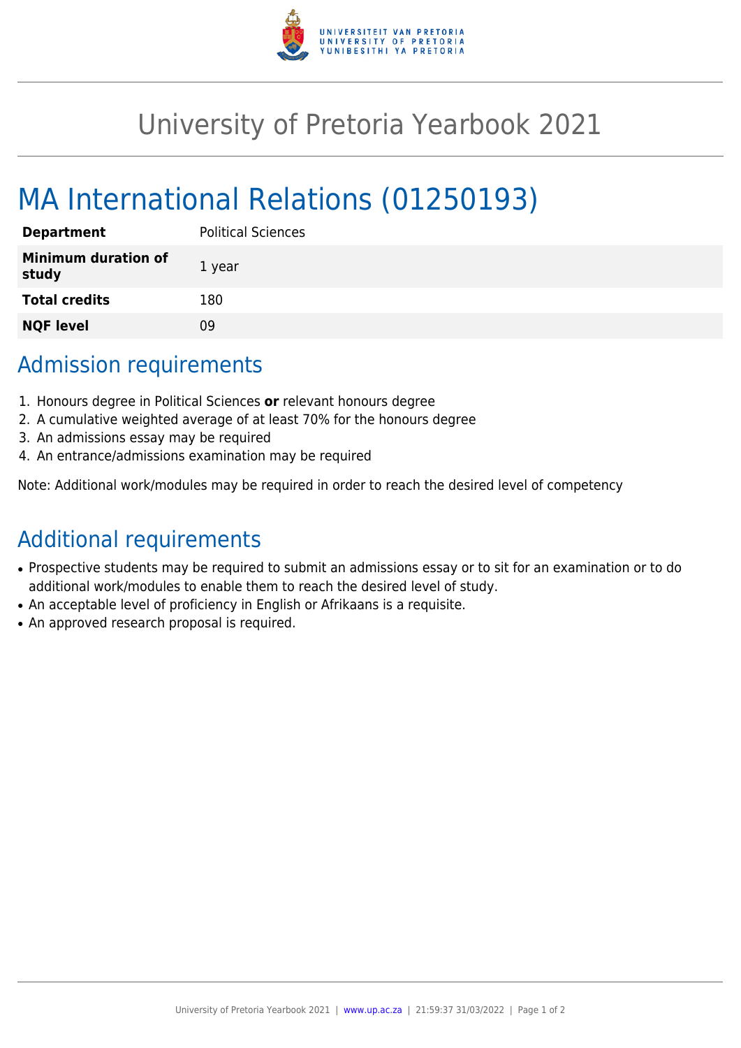# University of Pretoria Yearbook 2021

## MA International Relations (01250193)

| | |
|---|---|
| **Department** | Political Sciences |
| **Minimum duration of study** | 1 year |
| **Total credits** | 180 |
| **NQF level** | 09 |

## Admission requirements

1. Honours degree in Political Sciences **or** relevant honours degree
2. A cumulative weighted average of at least 70% for the honours degree
3. An admissions essay may be required
4. An entrance/admissions examination may be required

Note: Additional work/modules may be required in order to reach the desired level of competency

## Additional requirements

- Prospective students may be required to submit an admissions essay or to sit for an examination or to do additional work/modules to enable them to reach the desired level of study.
- An acceptable level of proficiency in English or Afrikaans is a requisite.
- An approved research proposal is required.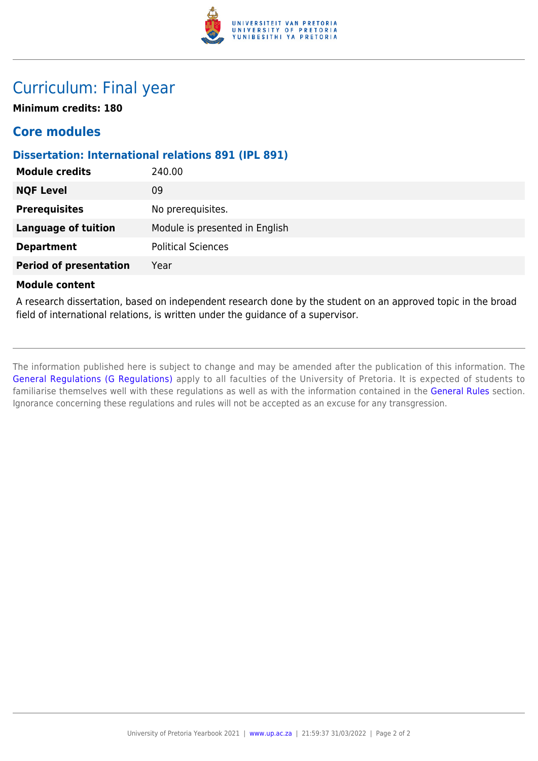# Curriculum: Final year

**Minimum credits: 180**

## Core modules

### Dissertation: International relations 891 (IPL 891)

| | |
|---|---|
| **Module credits** | 240.00 |
| **NQF Level** | 09 |
| **Prerequisites** | No prerequisites. |
| **Language of tuition** | Module is presented in English |
| **Department** | Political Sciences |
| **Period of presentation** | Year |

**Module content**

A research dissertation, based on independent research done by the student on an approved topic in the broad field of international relations, is written under the guidance of a supervisor.

The information published here is subject to change and may be amended after the publication of this information. The General Regulations (G Regulations) apply to all faculties of the University of Pretoria. It is expected of students to familiarise themselves well with these regulations as well as with the information contained in the General Rules section. Ignorance concerning these regulations and rules will not be accepted as an excuse for any transgression.